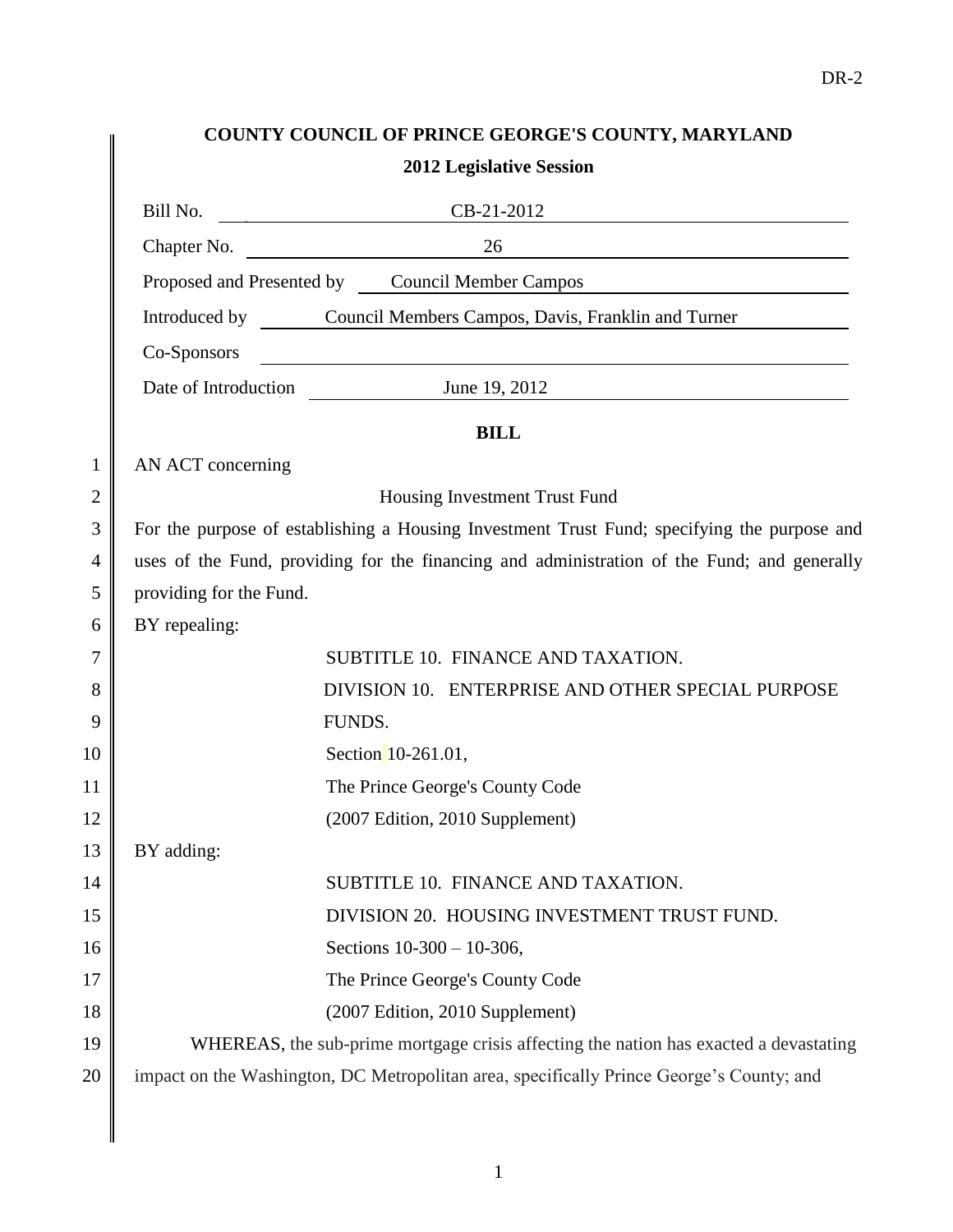## COUNTY COUNCIL OF PRINCE GEORGE'S COUNTY, MARYLAND

**2012 Legislative Session**

| | |
|---|---|
| Bill No. | CB-21-2012 |
| Chapter No. | 26 |
| Proposed and Presented by | Council Member Campos |
| Introduced by | Council Members Campos, Davis, Franklin and Turner |
| Co-Sponsors | |
| Date of Introduction | June 19, 2012 |

**BILL**

AN ACT concerning

Housing Investment Trust Fund

For the purpose of establishing a Housing Investment Trust Fund; specifying the purpose and uses of the Fund, providing for the financing and administration of the Fund; and generally providing for the Fund.

BY repealing:

SUBTITLE 10. FINANCE AND TAXATION.
DIVISION 10. ENTERPRISE AND OTHER SPECIAL PURPOSE FUNDS.
Section 10-261.01,
The Prince George's County Code
(2007 Edition, 2010 Supplement)

BY adding:

SUBTITLE 10. FINANCE AND TAXATION.
DIVISION 20. HOUSING INVESTMENT TRUST FUND.
Sections 10-300 – 10-306,
The Prince George's County Code
(2007 Edition, 2010 Supplement)

WHEREAS, the sub-prime mortgage crisis affecting the nation has exacted a devastating impact on the Washington, DC Metropolitan area, specifically Prince George's County; and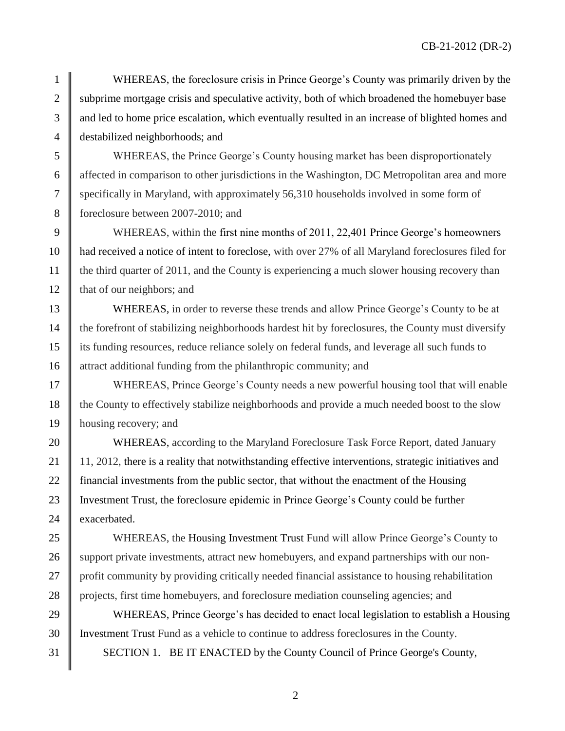WHEREAS, the foreclosure crisis in Prince George's County was primarily driven by the subprime mortgage crisis and speculative activity, both of which broadened the homebuyer base and led to home price escalation, which eventually resulted in an increase of blighted homes and destabilized neighborhoods; and

WHEREAS, the Prince George's County housing market has been disproportionately affected in comparison to other jurisdictions in the Washington, DC Metropolitan area and more specifically in Maryland, with approximately 56,310 households involved in some form of foreclosure between 2007-2010; and

WHEREAS, within the first nine months of 2011, 22,401 Prince George's homeowners had received a notice of intent to foreclose, with over 27% of all Maryland foreclosures filed for the third quarter of 2011, and the County is experiencing a much slower housing recovery than that of our neighbors; and

WHEREAS, in order to reverse these trends and allow Prince George's County to be at the forefront of stabilizing neighborhoods hardest hit by foreclosures, the County must diversify its funding resources, reduce reliance solely on federal funds, and leverage all such funds to attract additional funding from the philanthropic community; and

WHEREAS, Prince George's County needs a new powerful housing tool that will enable the County to effectively stabilize neighborhoods and provide a much needed boost to the slow housing recovery; and

WHEREAS, according to the Maryland Foreclosure Task Force Report, dated January 11, 2012, there is a reality that notwithstanding effective interventions, strategic initiatives and financial investments from the public sector, that without the enactment of the Housing Investment Trust, the foreclosure epidemic in Prince George's County could be further exacerbated.

WHEREAS, the Housing Investment Trust Fund will allow Prince George's County to support private investments, attract new homebuyers, and expand partnerships with our non-profit community by providing critically needed financial assistance to housing rehabilitation projects, first time homebuyers, and foreclosure mediation counseling agencies; and

WHEREAS, Prince George's has decided to enact local legislation to establish a Housing Investment Trust Fund as a vehicle to continue to address foreclosures in the County.

SECTION 1. BE IT ENACTED by the County Council of Prince George's County,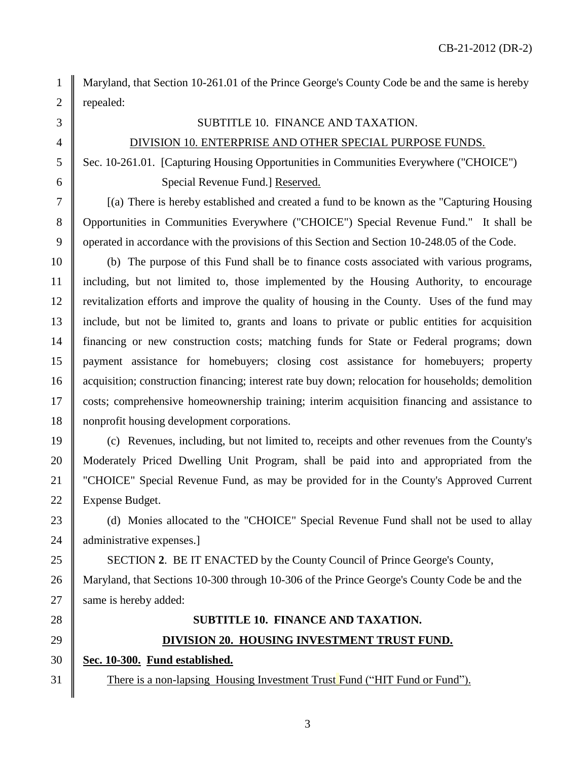Maryland, that Section 10-261.01 of the Prince George's County Code be and the same is hereby repealed:

SUBTITLE 10. FINANCE AND TAXATION.

<u>DIVISION 10. ENTERPRISE AND OTHER SPECIAL PURPOSE FUNDS.</u>

Sec. 10-261.01. [Capturing Housing Opportunities in Communities Everywhere ("CHOICE") Special Revenue Fund.] <u>Reserved.</u>

[(a) There is hereby established and created a fund to be known as the "Capturing Housing Opportunities in Communities Everywhere ("CHOICE") Special Revenue Fund." It shall be operated in accordance with the provisions of this Section and Section 10-248.05 of the Code.

(b) The purpose of this Fund shall be to finance costs associated with various programs, including, but not limited to, those implemented by the Housing Authority, to encourage revitalization efforts and improve the quality of housing in the County. Uses of the fund may include, but not be limited to, grants and loans to private or public entities for acquisition financing or new construction costs; matching funds for State or Federal programs; down payment assistance for homebuyers; closing cost assistance for homebuyers; property acquisition; construction financing; interest rate buy down; relocation for households; demolition costs; comprehensive homeownership training; interim acquisition financing and assistance to nonprofit housing development corporations.

(c) Revenues, including, but not limited to, receipts and other revenues from the County's Moderately Priced Dwelling Unit Program, shall be paid into and appropriated from the "CHOICE" Special Revenue Fund, as may be provided for in the County's Approved Current Expense Budget.

(d) Monies allocated to the "CHOICE" Special Revenue Fund shall not be used to allay administrative expenses.]

SECTION **2**. BE IT ENACTED by the County Council of Prince George's County, Maryland, that Sections 10-300 through 10-306 of the Prince George's County Code be and the same is hereby added:

**SUBTITLE 10. FINANCE AND TAXATION.**

**<u>DIVISION 20. HOUSING INVESTMENT TRUST FUND.</u>**

**<u>Sec. 10-300. Fund established.</u>**

<u>There is a non-lapsing Housing Investment Trust Fund ("HIT Fund or Fund").</u>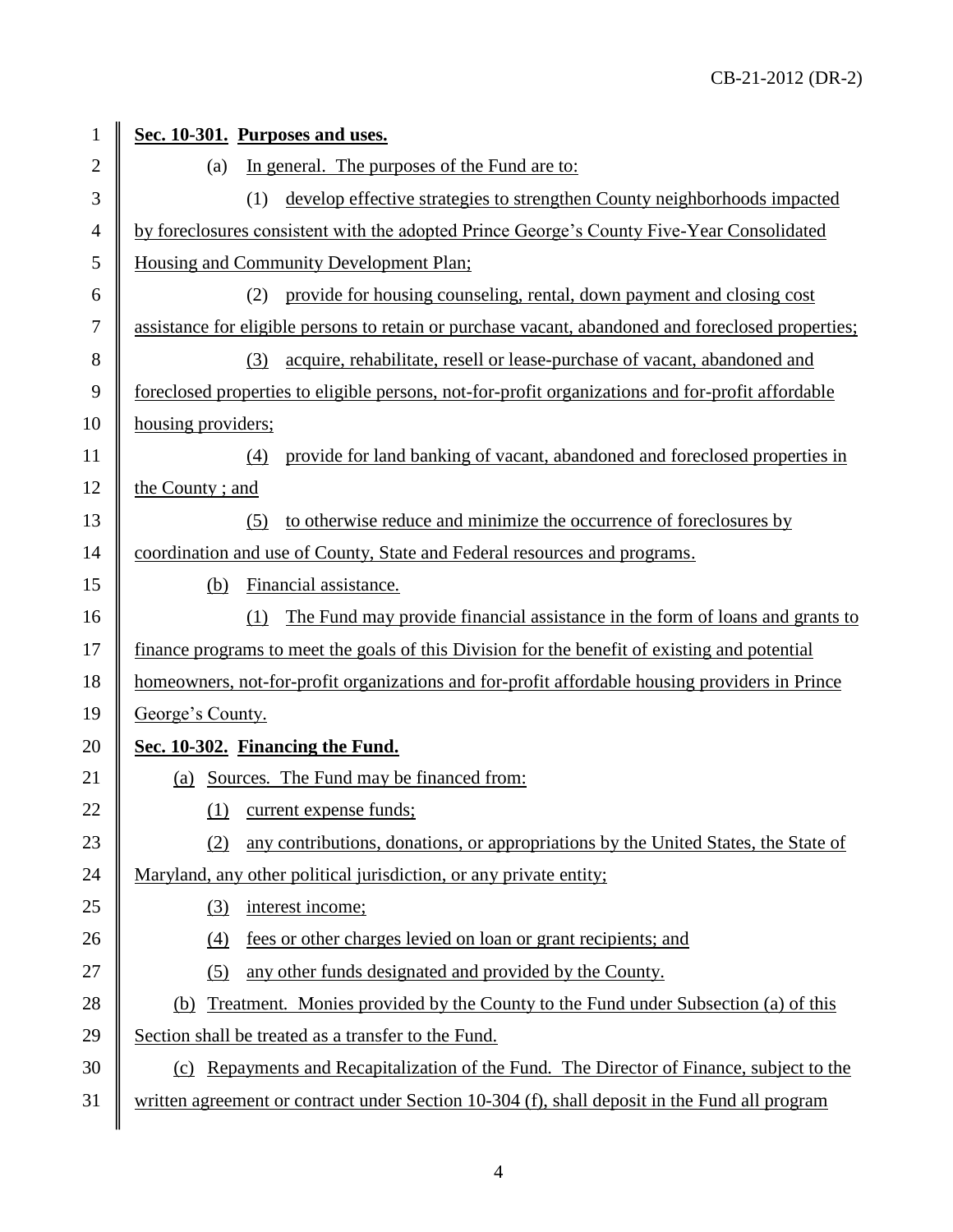**Sec. 10-301. Purposes and uses.**

(a) In general. The purposes of the Fund are to:

(1) develop effective strategies to strengthen County neighborhoods impacted by foreclosures consistent with the adopted Prince George's County Five-Year Consolidated Housing and Community Development Plan;

(2) provide for housing counseling, rental, down payment and closing cost assistance for eligible persons to retain or purchase vacant, abandoned and foreclosed properties;

(3) acquire, rehabilitate, resell or lease-purchase of vacant, abandoned and foreclosed properties to eligible persons, not-for-profit organizations and for-profit affordable housing providers;

(4) provide for land banking of vacant, abandoned and foreclosed properties in the County ; and

(5) to otherwise reduce and minimize the occurrence of foreclosures by coordination and use of County, State and Federal resources and programs.

(b) Financial assistance.

(1) The Fund may provide financial assistance in the form of loans and grants to finance programs to meet the goals of this Division for the benefit of existing and potential homeowners, not-for-profit organizations and for-profit affordable housing providers in Prince George's County.

**Sec. 10-302. Financing the Fund.**

(a) Sources. The Fund may be financed from:

(1) current expense funds;

(2) any contributions, donations, or appropriations by the United States, the State of Maryland, any other political jurisdiction, or any private entity;

(3) interest income;

(4) fees or other charges levied on loan or grant recipients; and

(5) any other funds designated and provided by the County.

(b) Treatment. Monies provided by the County to the Fund under Subsection (a) of this Section shall be treated as a transfer to the Fund.

(c) Repayments and Recapitalization of the Fund. The Director of Finance, subject to the written agreement or contract under Section 10-304 (f), shall deposit in the Fund all program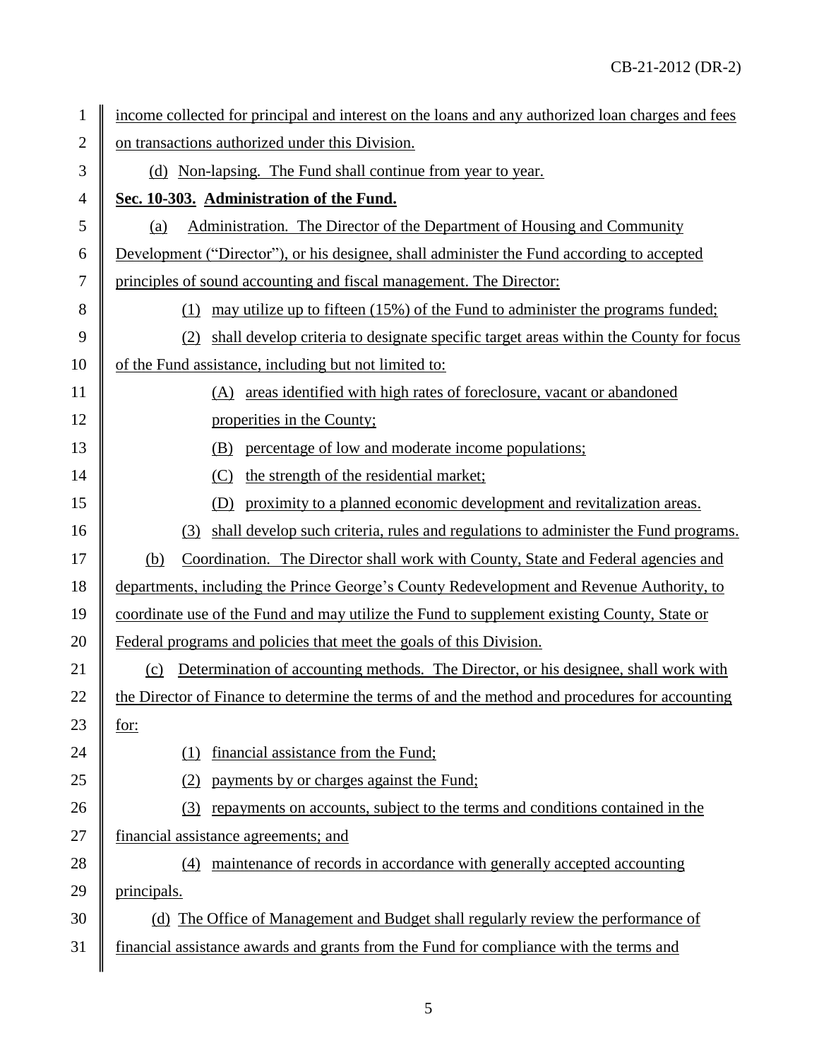income collected for principal and interest on the loans and any authorized loan charges and fees on transactions authorized under this Division.

(d) Non-lapsing. The Fund shall continue from year to year.

**Sec. 10-303. Administration of the Fund.**

(a) Administration. The Director of the Department of Housing and Community Development ("Director"), or his designee, shall administer the Fund according to accepted principles of sound accounting and fiscal management. The Director:

(1) may utilize up to fifteen (15%) of the Fund to administer the programs funded;

(2) shall develop criteria to designate specific target areas within the County for focus of the Fund assistance, including but not limited to:

(A) areas identified with high rates of foreclosure, vacant or abandoned properities in the County;

(B) percentage of low and moderate income populations;

(C) the strength of the residential market;

(D) proximity to a planned economic development and revitalization areas.

(3) shall develop such criteria, rules and regulations to administer the Fund programs.

(b) Coordination. The Director shall work with County, State and Federal agencies and departments, including the Prince George's County Redevelopment and Revenue Authority, to coordinate use of the Fund and may utilize the Fund to supplement existing County, State or Federal programs and policies that meet the goals of this Division.

(c) Determination of accounting methods. The Director, or his designee, shall work with the Director of Finance to determine the terms of and the method and procedures for accounting for:

(1) financial assistance from the Fund;

(2) payments by or charges against the Fund;

(3) repayments on accounts, subject to the terms and conditions contained in the financial assistance agreements; and

(4) maintenance of records in accordance with generally accepted accounting principals.

(d) The Office of Management and Budget shall regularly review the performance of financial assistance awards and grants from the Fund for compliance with the terms and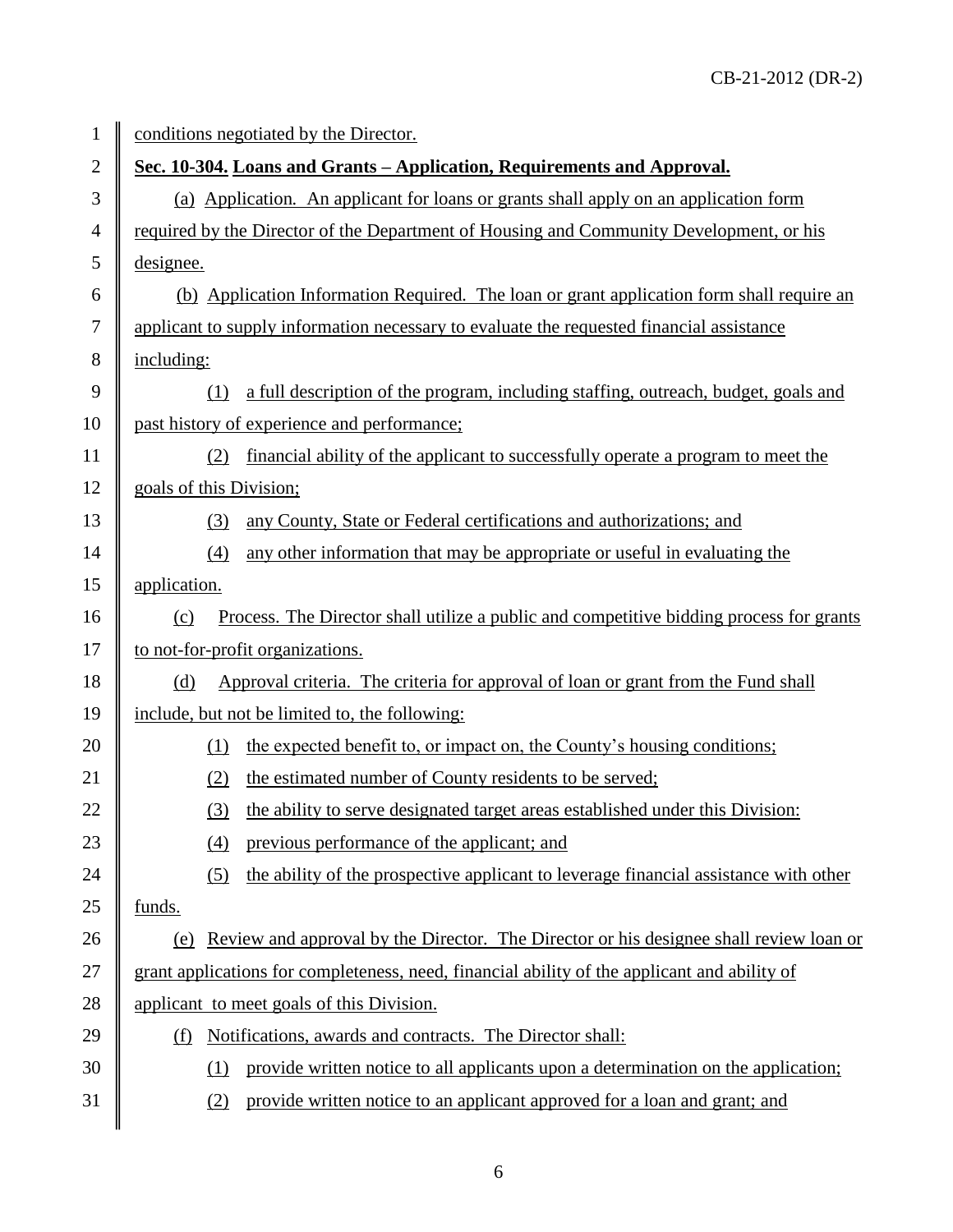conditions negotiated by the Director.

**Sec. 10-304. Loans and Grants – Application, Requirements and Approval.**

(a) Application. An applicant for loans or grants shall apply on an application form required by the Director of the Department of Housing and Community Development, or his designee.

(b) Application Information Required. The loan or grant application form shall require an applicant to supply information necessary to evaluate the requested financial assistance including:

(1) a full description of the program, including staffing, outreach, budget, goals and past history of experience and performance;

(2) financial ability of the applicant to successfully operate a program to meet the goals of this Division;

(3) any County, State or Federal certifications and authorizations; and

(4) any other information that may be appropriate or useful in evaluating the application.

(c) Process. The Director shall utilize a public and competitive bidding process for grants to not-for-profit organizations.

(d) Approval criteria. The criteria for approval of loan or grant from the Fund shall include, but not be limited to, the following:

(1) the expected benefit to, or impact on, the County's housing conditions;

(2) the estimated number of County residents to be served;

(3) the ability to serve designated target areas established under this Division:

(4) previous performance of the applicant; and

(5) the ability of the prospective applicant to leverage financial assistance with other funds.

(e) Review and approval by the Director. The Director or his designee shall review loan or grant applications for completeness, need, financial ability of the applicant and ability of applicant to meet goals of this Division.

(f) Notifications, awards and contracts. The Director shall:

(1) provide written notice to all applicants upon a determination on the application;

(2) provide written notice to an applicant approved for a loan and grant; and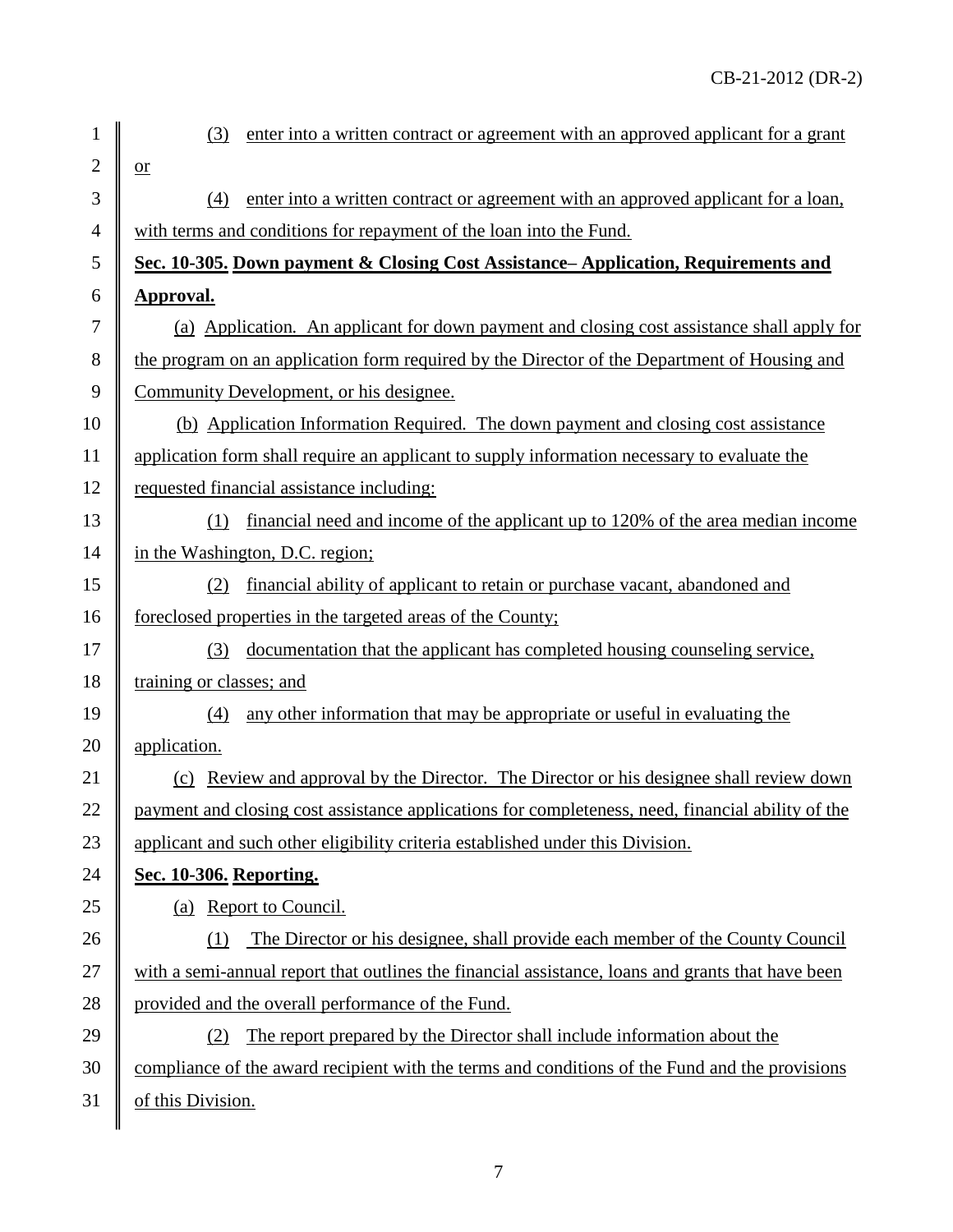(3) enter into a written contract or agreement with an approved applicant for a grant or

(4) enter into a written contract or agreement with an approved applicant for a loan, with terms and conditions for repayment of the loan into the Fund.

**Sec. 10-305. Down payment & Closing Cost Assistance– Application, Requirements and Approval.**

(a) Application. An applicant for down payment and closing cost assistance shall apply for the program on an application form required by the Director of the Department of Housing and Community Development, or his designee.

(b) Application Information Required. The down payment and closing cost assistance application form shall require an applicant to supply information necessary to evaluate the requested financial assistance including:

(1) financial need and income of the applicant up to 120% of the area median income in the Washington, D.C. region;

(2) financial ability of applicant to retain or purchase vacant, abandoned and foreclosed properties in the targeted areas of the County;

(3) documentation that the applicant has completed housing counseling service, training or classes; and

(4) any other information that may be appropriate or useful in evaluating the application.

(c) Review and approval by the Director. The Director or his designee shall review down payment and closing cost assistance applications for completeness, need, financial ability of the applicant and such other eligibility criteria established under this Division.

**Sec. 10-306. Reporting.**

(a) Report to Council.

(1) The Director or his designee, shall provide each member of the County Council with a semi-annual report that outlines the financial assistance, loans and grants that have been provided and the overall performance of the Fund.

(2) The report prepared by the Director shall include information about the compliance of the award recipient with the terms and conditions of the Fund and the provisions of this Division.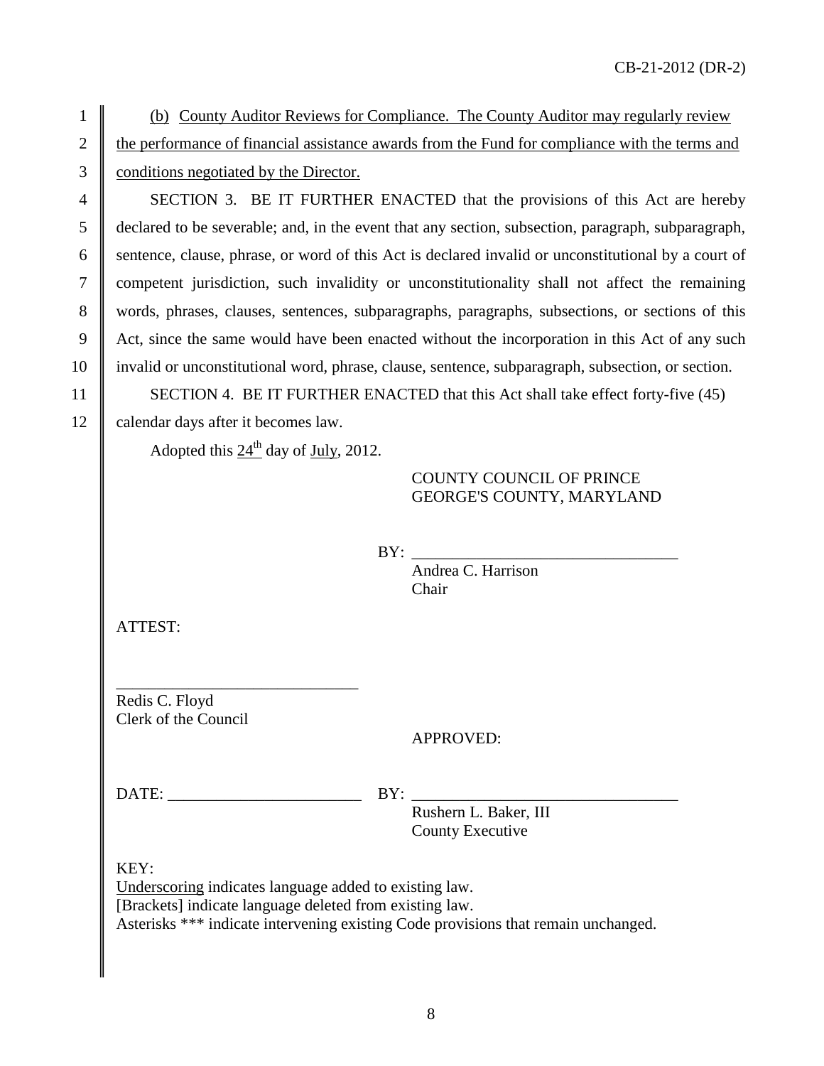(b) County Auditor Reviews for Compliance. The County Auditor may regularly review the performance of financial assistance awards from the Fund for compliance with the terms and conditions negotiated by the Director.

SECTION 3. BE IT FURTHER ENACTED that the provisions of this Act are hereby declared to be severable; and, in the event that any section, subsection, paragraph, subparagraph, sentence, clause, phrase, or word of this Act is declared invalid or unconstitutional by a court of competent jurisdiction, such invalidity or unconstitutionality shall not affect the remaining words, phrases, clauses, sentences, subparagraphs, paragraphs, subsections, or sections of this Act, since the same would have been enacted without the incorporation in this Act of any such invalid or unconstitutional word, phrase, clause, sentence, subparagraph, subsection, or section.

SECTION 4. BE IT FURTHER ENACTED that this Act shall take effect forty-five (45) calendar days after it becomes law.

Adopted this 24th day of July, 2012.

COUNTY COUNCIL OF PRINCE GEORGE'S COUNTY, MARYLAND

BY: _______________________________
Andrea C. Harrison
Chair

ATTEST:

_______________________________
Redis C. Floyd
Clerk of the Council

APPROVED:

DATE: ________________________ BY: _______________________________
Rushern L. Baker, III
County Executive

KEY:
Underscoring indicates language added to existing law.
[Brackets] indicate language deleted from existing law.
Asterisks *** indicate intervening existing Code provisions that remain unchanged.